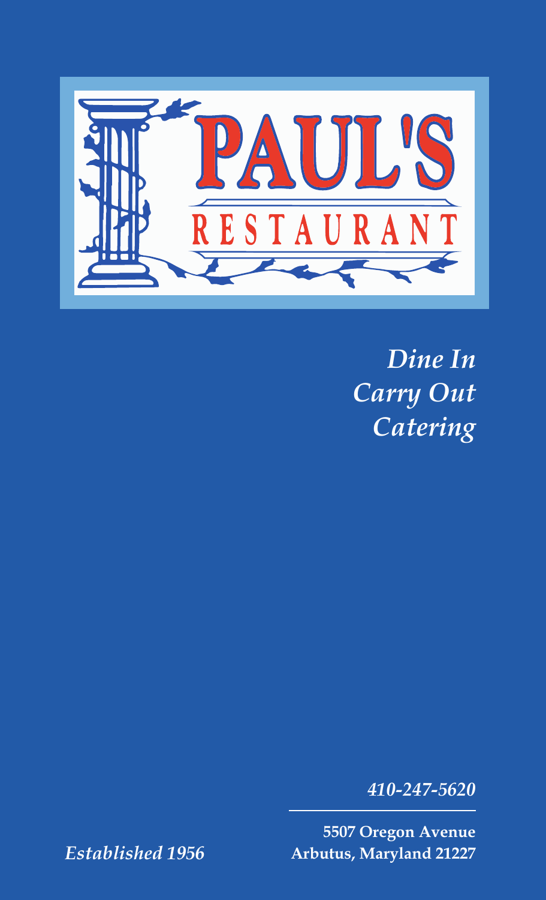# PAUL'S

## RESTAURANT

*Dine In*
*Carry Out*
*Catering*

*410-247-5620*

**5507 Oregon Avenue**
**Arbutus, Maryland 21227**

*Established 1956*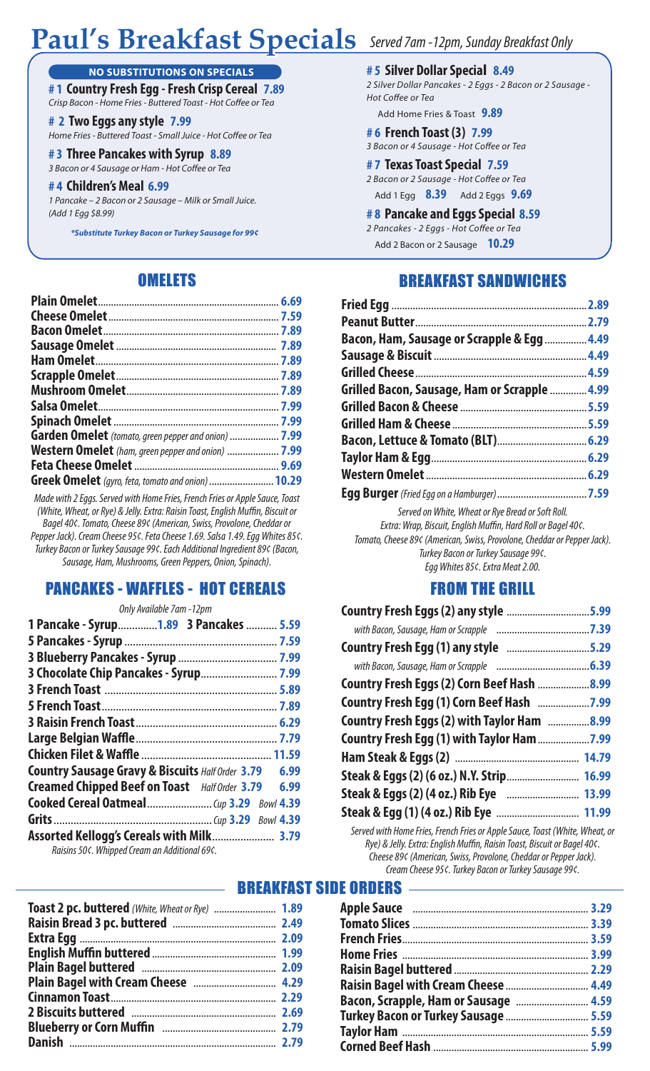# Paul's Breakfast Specials

*Served 7am -12pm, Sunday Breakfast Only*

**NO SUBSTITUTIONS ON SPECIALS**

**# 1 Country Fresh Egg - Fresh Crisp Cereal 7.89**
*Crisp Bacon - Home Fries - Buttered Toast - Hot Coffee or Tea*

**# 2 Two Eggs any style 7.99**
*Home Fries - Buttered Toast - Small Juice - Hot Coffee or Tea*

**# 3 Three Pancakes with Syrup 8.89**
*3 Bacon or 4 Sausage or Ham - Hot Coffee or Tea*

**# 4 Children's Meal 6.99**
*1 Pancake – 2 Bacon or 2 Sausage – Milk or Small Juice. (Add 1 Egg $8.99)*

***Substitute Turkey Bacon or Turkey Sausage for 99¢***

**# 5 Silver Dollar Special 8.49**
*2 Silver Dollar Pancakes - 2 Eggs - 2 Bacon or 2 Sausage - Hot Coffee or Tea*
Add Home Fries & Toast **9.89**

**# 6 French Toast (3) 7.99**
*3 Bacon or 4 Sausage - Hot Coffee or Tea*

**# 7 Texas Toast Special 7.59**
*2 Bacon or 2 Sausage - Hot Coffee or Tea*
Add 1 Egg **8.39** Add 2 Eggs **9.69**

**# 8 Pancake and Eggs Special 8.59**
*2 Pancakes - 2 Eggs - Hot Coffee or Tea*
Add 2 Bacon or 2 Sausage **10.29**

## OMELETS

| Item | Price |
|---|---|
| Plain Omelet | 6.69 |
| Cheese Omelet | 7.59 |
| Bacon Omelet | 7.89 |
| Sausage Omelet | 7.89 |
| Ham Omelet | 7.89 |
| Scrapple Omelet | 7.89 |
| Mushroom Omelet | 7.89 |
| Salsa Omelet | 7.99 |
| Spinach Omelet | 7.99 |
| Garden Omelet *(tomato, green pepper and onion)* | 7.99 |
| Western Omelet *(ham, green pepper and onion)* | 7.99 |
| Feta Cheese Omelet | 9.69 |
| Greek Omelet *(gyro, feta, tomato and onion)* | 10.29 |

*Made with 2 Eggs. Served with Home Fries, French Fries or Apple Sauce, Toast (White, Wheat, or Rye) & Jelly. Extra: Raisin Toast, English Muffin, Biscuit or Bagel 40¢. Tomato, Cheese 89¢ (American, Swiss, Provolone, Cheddar or Pepper Jack). Cream Cheese 95¢. Feta Cheese 1.69. Salsa 1.49. Egg Whites 85¢. Turkey Bacon or Turkey Sausage 99¢. Each Additional Ingredient 89¢ (Bacon, Sausage, Ham, Mushrooms, Green Peppers, Onion, Spinach).*

## PANCAKES - WAFFLES - HOT CEREALS

*Only Available 7am -12pm*

| Item | Price |
|---|---|
| 1 Pancake - Syrup 1.89 / 3 Pancakes | 5.59 |
| 5 Pancakes - Syrup | 7.59 |
| 3 Blueberry Pancakes - Syrup | 7.99 |
| 3 Chocolate Chip Pancakes - Syrup | 7.99 |
| 3 French Toast | 5.89 |
| 5 French Toast | 7.89 |
| 3 Raisin French Toast | 6.29 |
| Large Belgian Waffle | 7.79 |
| Chicken Filet & Waffle | 11.59 |
| Country Sausage Gravy & Biscuits *Half Order* 3.79 | 6.99 |
| Creamed Chipped Beef on Toast *Half Order* 3.79 | 6.99 |
| Cooked Cereal Oatmeal *Cup* 3.29 | *Bowl* 4.39 |
| Grits *Cup* 3.29 | *Bowl* 4.39 |
| Assorted Kellogg's Cereals with Milk | 3.79 |

*Raisins 50¢. Whipped Cream an Additional 69¢.*

## BREAKFAST SANDWICHES

| Item | Price |
|---|---|
| Fried Egg | 2.89 |
| Peanut Butter | 2.79 |
| Bacon, Ham, Sausage or Scrapple & Egg | 4.49 |
| Sausage & Biscuit | 4.49 |
| Grilled Cheese | 4.59 |
| Grilled Bacon, Sausage, Ham or Scrapple | 4.99 |
| Grilled Bacon & Cheese | 5.59 |
| Grilled Ham & Cheese | 5.59 |
| Bacon, Lettuce & Tomato (BLT) | 6.29 |
| Taylor Ham & Egg | 6.29 |
| Western Omelet | 6.29 |
| Egg Burger *(Fried Egg on a Hamburger)* | 7.59 |

*Served on White, Wheat or Rye Bread or Soft Roll. Extra: Wrap, Biscuit, English Muffin, Hard Roll or Bagel 40¢. Tomato, Cheese 89¢ (American, Swiss, Provolone, Cheddar or Pepper Jack). Turkey Bacon or Turkey Sausage 99¢. Egg Whites 85¢. Extra Meat 2.00.*

## FROM THE GRILL

| Item | Price |
|---|---|
| Country Fresh Eggs (2) any style | 5.99 |
| *with Bacon, Sausage, Ham or Scrapple* | 7.39 |
| Country Fresh Egg (1) any style | 5.29 |
| *with Bacon, Sausage, Ham or Scrapple* | 6.39 |
| Country Fresh Eggs (2) Corn Beef Hash | 8.99 |
| Country Fresh Egg (1) Corn Beef Hash | 7.99 |
| Country Fresh Eggs (2) with Taylor Ham | 8.99 |
| Country Fresh Egg (1) with Taylor Ham | 7.99 |
| Ham Steak & Eggs (2) | 14.79 |
| Steak & Eggs (2) (6 oz.) N.Y. Strip | 16.99 |
| Steak & Eggs (2) (4 oz.) Rib Eye | 13.99 |
| Steak & Egg (1) (4 oz.) Rib Eye | 11.99 |

*Served with Home Fries, French Fries or Apple Sauce, Toast (White, Wheat, or Rye) & Jelly. Extra: English Muffin, Raisin Toast, Biscuit or Bagel 40¢. Cheese 89¢ (American, Swiss, Provolone, Cheddar or Pepper Jack). Cream Cheese 95¢. Turkey Bacon or Turkey Sausage 99¢.*

## BREAKFAST SIDE ORDERS

| Item | Price |
|---|---|
| Toast 2 pc. buttered *(White, Wheat or Rye)* | 1.89 |
| Raisin Bread 3 pc. buttered | 2.49 |
| Extra Egg | 2.09 |
| English Muffin buttered | 1.99 |
| Plain Bagel buttered | 2.09 |
| Plain Bagel with Cream Cheese | 4.29 |
| Cinnamon Toast | 2.29 |
| 2 Biscuits buttered | 2.69 |
| Blueberry or Corn Muffin | 2.79 |
| Danish | 2.79 |
| Apple Sauce | 3.29 |
| Tomato Slices | 3.39 |
| French Fries | 3.59 |
| Home Fries | 3.99 |
| Raisin Bagel buttered | 2.29 |
| Raisin Bagel with Cream Cheese | 4.49 |
| Bacon, Scrapple, Ham or Sausage | 4.59 |
| Turkey Bacon or Turkey Sausage | 5.59 |
| Taylor Ham | 5.59 |
| Corned Beef Hash | 5.99 |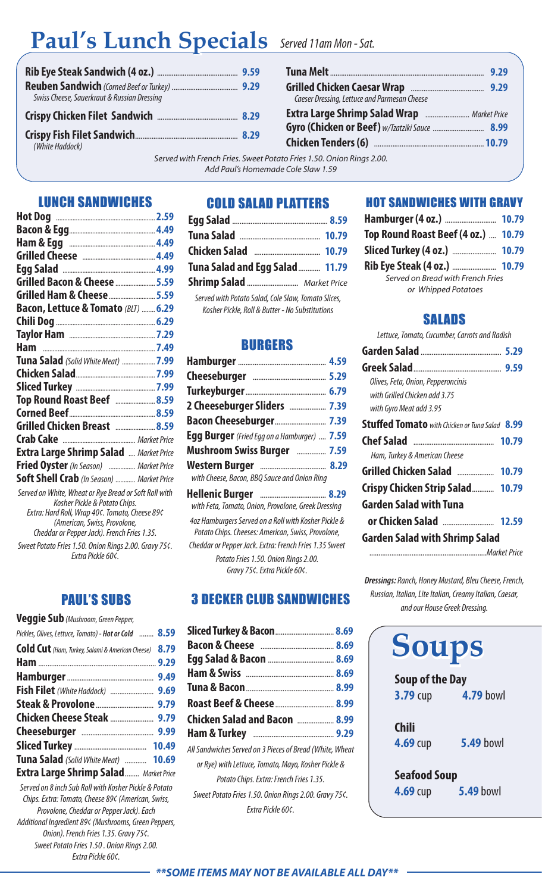# Paul's Lunch Specials

*Served 11am Mon - Sat.*

| Item | Price |
|---|---|
| **Rib Eye Steak Sandwich (4 oz.)** | 9.59 |
| **Reuben Sandwich** *(Corned Beef or Turkey)* <br> *Swiss Cheese, Sauerkraut & Russian Dressing* | 9.29 |
| **Crispy Chicken Filet Sandwich** | 8.29 |
| **Crispy Fish Filet Sandwich** <br> *(White Haddock)* | 8.29 |
| **Tuna Melt** | 9.29 |
| **Grilled Chicken Caesar Wrap** <br> *Caeser Dressing, Lettuce and Parmesan Cheese* | 9.29 |
| **Extra Large Shrimp Salad Wrap** | *Market Price* |
| **Gyro (Chicken or Beef)** *w/Tzatziki Sauce* | 8.99 |
| **Chicken Tenders (6)** | 10.79 |

*Served with French Fries. Sweet Potato Fries 1.50. Onion Rings 2.00.*
*Add Paul's Homemade Cole Slaw 1.59*

## LUNCH SANDWICHES

| Item | Price |
|---|---|
| **Hot Dog** | 2.59 |
| **Bacon & Egg** | 4.49 |
| **Ham & Egg** | 4.49 |
| **Grilled Cheese** | 4.49 |
| **Egg Salad** | 4.99 |
| **Grilled Bacon & Cheese** | 5.59 |
| **Grilled Ham & Cheese** | 5.59 |
| **Bacon, Lettuce & Tomato** *(BLT)* | 6.29 |
| **Chili Dog** | 6.29 |
| **Taylor Ham** | 7.29 |
| **Ham** | 7.49 |
| **Tuna Salad** *(Solid White Meat)* | 7.99 |
| **Chicken Salad** | 7.99 |
| **Sliced Turkey** | 7.99 |
| **Top Round Roast Beef** | 8.59 |
| **Corned Beef** | 8.59 |
| **Grilled Chicken Breast** | 8.59 |
| **Crab Cake** | *Market Price* |
| **Extra Large Shrimp Salad** | *Market Price* |
| **Fried Oyster** *(In Season)* | *Market Price* |
| **Soft Shell Crab** *(In Season)* | *Market Price* |

*Served on White, Wheat or Rye Bread or Soft Roll with Kosher Pickle & Potato Chips. Extra: Hard Roll, Wrap 40¢. Tomato, Cheese 89¢ (American, Swiss, Provolone, Cheddar or Pepper Jack). French Fries 1.35. Sweet Potato Fries 1.50. Onion Rings 2.00. Gravy 75¢. Extra Pickle 60¢.*

## PAUL'S SUBS

| Item | Price |
|---|---|
| **Veggie Sub** *(Mushroom, Green Pepper, Pickles, Olives, Lettuce, Tomato) - **Hot or Cold*** | 8.59 |
| **Cold Cut** *(Ham, Turkey, Salami & American Cheese)* | 8.79 |
| **Ham** | 9.29 |
| **Hamburger** | 9.49 |
| **Fish Filet** *(White Haddock)* | 9.69 |
| **Steak & Provolone** | 9.79 |
| **Chicken Cheese Steak** | 9.79 |
| **Cheeseburger** | 9.99 |
| **Sliced Turkey** | 10.49 |
| **Tuna Salad** *(Solid White Meat)* | 10.69 |
| **Extra Large Shrimp Salad** | *Market Price* |

*Served on 8 inch Sub Roll with Kosher Pickle & Potato Chips. Extra: Tomato, Cheese 89¢ (American, Swiss, Provolone, Cheddar or Pepper Jack). Each Additional Ingredient 89¢ (Mushrooms, Green Peppers, Onion). French Fries 1.35. Gravy 75¢. Sweet Potato Fries 1.50 . Onion Rings 2.00. Extra Pickle 60¢.*

## COLD SALAD PLATTERS

| Item | Price |
|---|---|
| **Egg Salad** | 8.59 |
| **Tuna Salad** | 10.79 |
| **Chicken Salad** | 10.79 |
| **Tuna Salad and Egg Salad** | 11.79 |
| **Shrimp Salad** | *Market Price* |

*Served with Potato Salad, Cole Slaw, Tomato Slices, Kosher Pickle, Roll & Butter - No Substitutions*

## BURGERS

| Item | Price |
|---|---|
| **Hamburger** | 4.59 |
| **Cheeseburger** | 5.29 |
| **Turkeyburger** | 6.79 |
| **2 Cheeseburger Sliders** | 7.39 |
| **Bacon Cheeseburger** | 7.39 |
| **Egg Burger** *(Fried Egg on a Hamburger)* | 7.59 |
| **Mushroom Swiss Burger** | 7.59 |
| **Western Burger** <br> *with Cheese, Bacon, BBQ Sauce and Onion Ring* | 8.29 |
| **Hellenic Burger** <br> *with Feta, Tomato, Onion, Provolone, Greek Dressing* | 8.29 |

*4oz Hamburgers Served on a Roll with Kosher Pickle & Potato Chips. Cheeses: American, Swiss, Provolone, Cheddar or Pepper Jack. Extra: French Fries 1.35 Sweet Potato Fries 1.50. Onion Rings 2.00. Gravy 75¢. Extra Pickle 60¢.*

## 3 DECKER CLUB SANDWICHES

| Item | Price |
|---|---|
| **Sliced Turkey & Bacon** | 8.69 |
| **Bacon & Cheese** | 8.69 |
| **Egg Salad & Bacon** | 8.69 |
| **Ham & Swiss** | 8.69 |
| **Tuna & Bacon** | 8.99 |
| **Roast Beef & Cheese** | 8.99 |
| **Chicken Salad and Bacon** | 8.99 |
| **Ham & Turkey** | 9.29 |

*All Sandwiches Served on 3 Pieces of Bread (White, Wheat or Rye) with Lettuce, Tomato, Mayo, Kosher Pickle & Potato Chips. Extra: French Fries 1.35. Sweet Potato Fries 1.50. Onion Rings 2.00. Gravy 75¢. Extra Pickle 60¢.*

## HOT SANDWICHES WITH GRAVY

| Item | Price |
|---|---|
| **Hamburger (4 oz.)** | 10.79 |
| **Top Round Roast Beef (4 oz.)** | 10.79 |
| **Sliced Turkey (4 oz.)** | 10.79 |
| **Rib Eye Steak (4 oz.)** | 10.79 |

*Served on Bread with French Fries or Whipped Potatoes*

## SALADS

*Lettuce, Tomato, Cucumber, Carrots and Radish*

| Item | Price |
|---|---|
| **Garden Salad** | 5.29 |
| **Greek Salad** <br> *Olives, Feta, Onion, Pepperoncinis* <br> *with Grilled Chicken add 3.75* <br> *with Gyro Meat add 3.95* | 9.59 |
| **Stuffed Tomato** *with Chicken or Tuna Salad* | 8.99 |
| **Chef Salad** <br> *Ham, Turkey & American Cheese* | 10.79 |
| **Grilled Chicken Salad** | 10.79 |
| **Crispy Chicken Strip Salad** | 10.79 |
| **Garden Salad with Tuna or Chicken Salad** | 12.59 |
| **Garden Salad with Shrimp Salad** | *Market Price* |

***Dressings:** Ranch, Honey Mustard, Bleu Cheese, French, Russian, Italian, Lite Italian, Creamy Italian, Caesar, and our House Greek Dressing.*

## Soups

| Soup | Cup | Bowl |
|---|---|---|
| **Soup of the Day** | 3.79 cup | 4.79 bowl |
| **Chili** | 4.69 cup | 5.49 bowl |
| **Seafood Soup** | 4.69 cup | 5.49 bowl |

***SOME ITEMS MAY NOT BE AVAILABLE ALL DAY***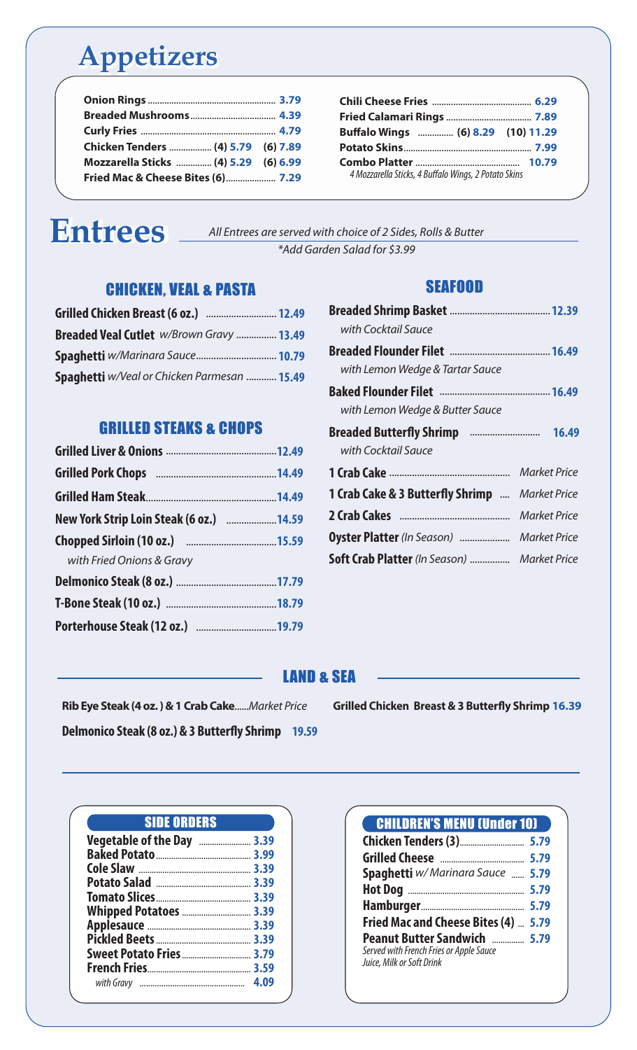# Appetizers

- **Onion Rings** 3.79
- **Breaded Mushrooms** 4.39
- **Curly Fries** 4.79
- **Chicken Tenders** (4) 5.79 (6) 7.89
- **Mozzarella Sticks** (4) 5.29 (6) 6.99
- **Fried Mac & Cheese Bites (6)** 7.29
- **Chili Cheese Fries** 6.29
- **Fried Calamari Rings** 7.89
- **Buffalo Wings** (6) 8.29 (10) 11.29
- **Potato Skins** 7.99
- **Combo Platter** 10.79
  *4 Mozzarella Sticks, 4 Buffalo Wings, 2 Potato Skins*

# Entrees

*All Entrees are served with choice of 2 Sides, Rolls & Butter*
*\*Add Garden Salad for $3.99*

## CHICKEN, VEAL & PASTA

- **Grilled Chicken Breast (6 oz.)** 12.49
- **Breaded Veal Cutlet** *w/Brown Gravy* 13.49
- **Spaghetti** *w/Marinara Sauce* 10.79
- **Spaghetti** *w/Veal or Chicken Parmesan* 15.49

## GRILLED STEAKS & CHOPS

- **Grilled Liver & Onions** 12.49
- **Grilled Pork Chops** 14.49
- **Grilled Ham Steak** 14.49
- **New York Strip Loin Steak (6 oz.)** 14.59
- **Chopped Sirloin (10 oz.)** 15.59
  *with Fried Onions & Gravy*
- **Delmonico Steak (8 oz.)** 17.79
- **T-Bone Steak (10 oz.)** 18.79
- **Porterhouse Steak (12 oz.)** 19.79

## SEAFOOD

- **Breaded Shrimp Basket** 12.39
  *with Cocktail Sauce*
- **Breaded Flounder Filet** 16.49
  *with Lemon Wedge & Tartar Sauce*
- **Baked Flounder Filet** 16.49
  *with Lemon Wedge & Butter Sauce*
- **Breaded Butterfly Shrimp** 16.49
  *with Cocktail Sauce*
- **1 Crab Cake** *Market Price*
- **1 Crab Cake & 3 Butterfly Shrimp** *Market Price*
- **2 Crab Cakes** *Market Price*
- **Oyster Platter** *(In Season)* *Market Price*
- **Soft Crab Platter** *(In Season)* *Market Price*

## LAND & SEA

- **Rib Eye Steak (4 oz.) & 1 Crab Cake** *Market Price*
- **Grilled Chicken Breast & 3 Butterfly Shrimp** 16.39
- **Delmonico Steak (8 oz.) & 3 Butterfly Shrimp** 19.59

## SIDE ORDERS

- **Vegetable of the Day** 3.39
- **Baked Potato** 3.99
- **Cole Slaw** 3.39
- **Potato Salad** 3.39
- **Tomato Slices** 3.39
- **Whipped Potatoes** 3.39
- **Applesauce** 3.39
- **Pickled Beets** 3.39
- **Sweet Potato Fries** 3.79
- **French Fries** 3.59
  *with Gravy* 4.09

## CHILDREN'S MENU (Under 10)

- **Chicken Tenders (3)** 5.79
- **Grilled Cheese** 5.79
- **Spaghetti** *w/ Marinara Sauce* 5.79
- **Hot Dog** 5.79
- **Hamburger** 5.79
- **Fried Mac and Cheese Bites (4)** 5.79
- **Peanut Butter Sandwich** 5.79

*Served with French Fries or Apple Sauce*
*Juice, Milk or Soft Drink*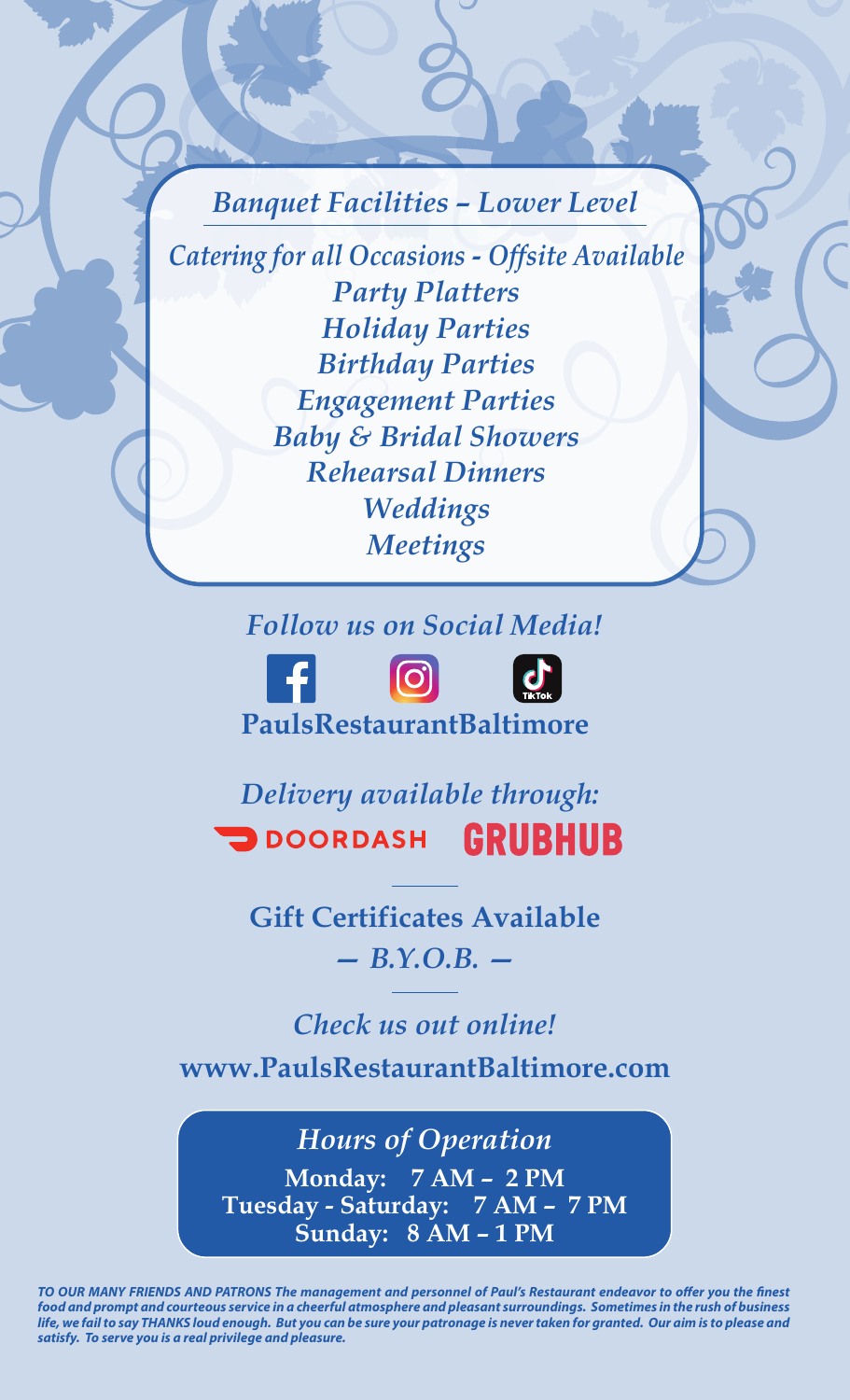## *Banquet Facilities – Lower Level*

*Catering for all Occasions - Offsite Available*

*Party Platters*

*Holiday Parties*

*Birthday Parties*

*Engagement Parties*

*Baby & Bridal Showers*

*Rehearsal Dinners*

*Weddings*

*Meetings*

## *Follow us on Social Media!*

**PaulsRestaurantBaltimore**

## *Delivery available through:*

DOORDASH GRUBHUB

---

**Gift Certificates Available**

***— B.Y.O.B. —***

---

## *Check us out online!*

**www.PaulsRestaurantBaltimore.com**

## *Hours of Operation*

**Monday: 7 AM – 2 PM**

**Tuesday - Saturday: 7 AM – 7 PM**

**Sunday: 8 AM – 1 PM**

***TO OUR MANY FRIENDS AND PATRONS The management and personnel of Paul's Restaurant endeavor to offer you the finest food and prompt and courteous service in a cheerful atmosphere and pleasant surroundings. Sometimes in the rush of business life, we fail to say THANKS loud enough. But you can be sure your patronage is never taken for granted. Our aim is to please and satisfy. To serve you is a real privilege and pleasure.***